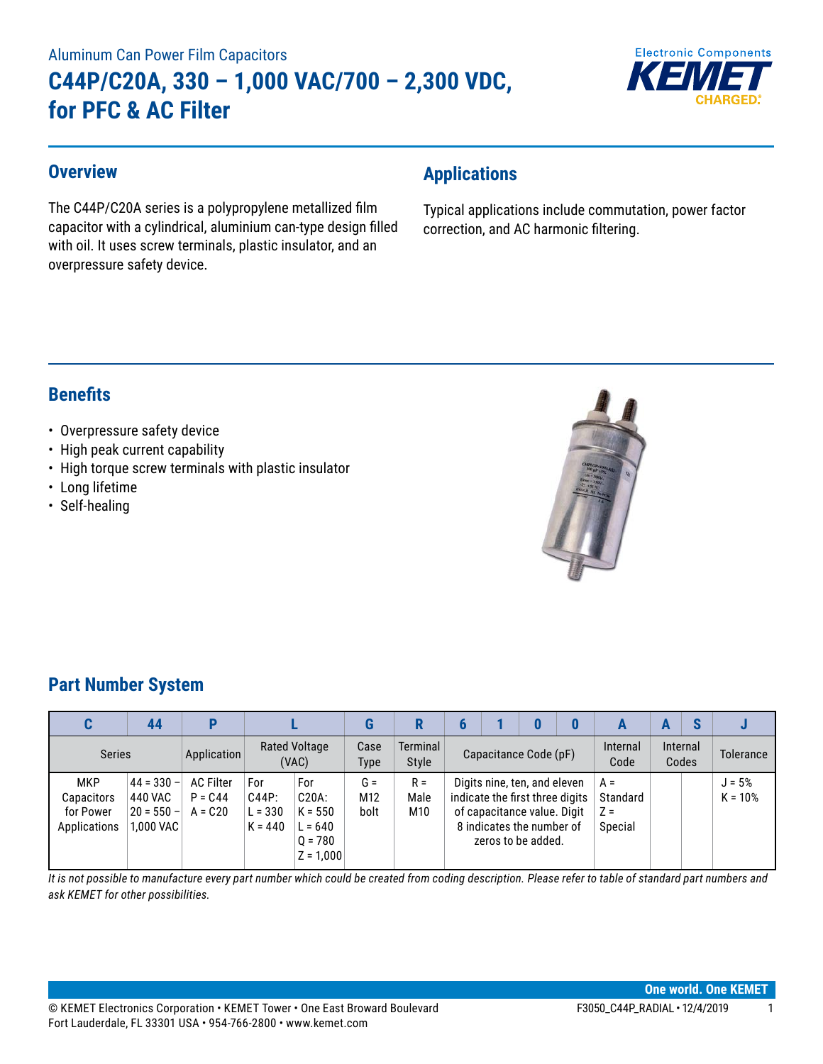Aluminum Can Power Film Capacitors

# C44P/C20A, 330 – 1,000 VAC/700 – 2,300 VDC, for PFC & AC Filter

## Overview

The C44P/C20A series is a polypropylene metallized film capacitor with a cylindrical, aluminium can-type design filled with oil. It uses screw terminals, plastic insulator, and an overpressure safety device.

## Applications

Typical applications include commutation, power factor correction, and AC harmonic filtering.

## Benefits

- Overpressure safety device
- High peak current capability
- High torque screw terminals with plastic insulator
- Long lifetime
- Self-healing

## Part Number System

| C | 44 | P | L | | G | R | 6 | 1 | 0 | 0 | A | A | S | J |
|---|---|---|---|---|---|---|---|---|---|---|---|---|---|---|
| Series | | Application | Rated Voltage (VAC) | | Case Type | Terminal Style | Capacitance Code (pF) | | | | Internal Code | Internal Codes | | Tolerance |
| MKP Capacitors for Power Applications | 44 = 330 – 440 VAC<br>20 = 550 – 1,000 VAC | AC Filter<br>P = C44<br>A = C20 | For C44P:<br>L = 330<br>K = 440 | For C20A:<br>K = 550<br>L = 640<br>Q = 780<br>Z = 1,000 | G = M12 bolt | R = Male M10 | Digits nine, ten, and eleven indicate the first three digits of capacitance value. Digit 8 indicates the number of zeros to be added. | | | | A = Standard<br>Z = Special | | | J = 5%<br>K = 10% |

*It is not possible to manufacture every part number which could be created from coding description. Please refer to table of standard part numbers and ask KEMET for other possibilities.*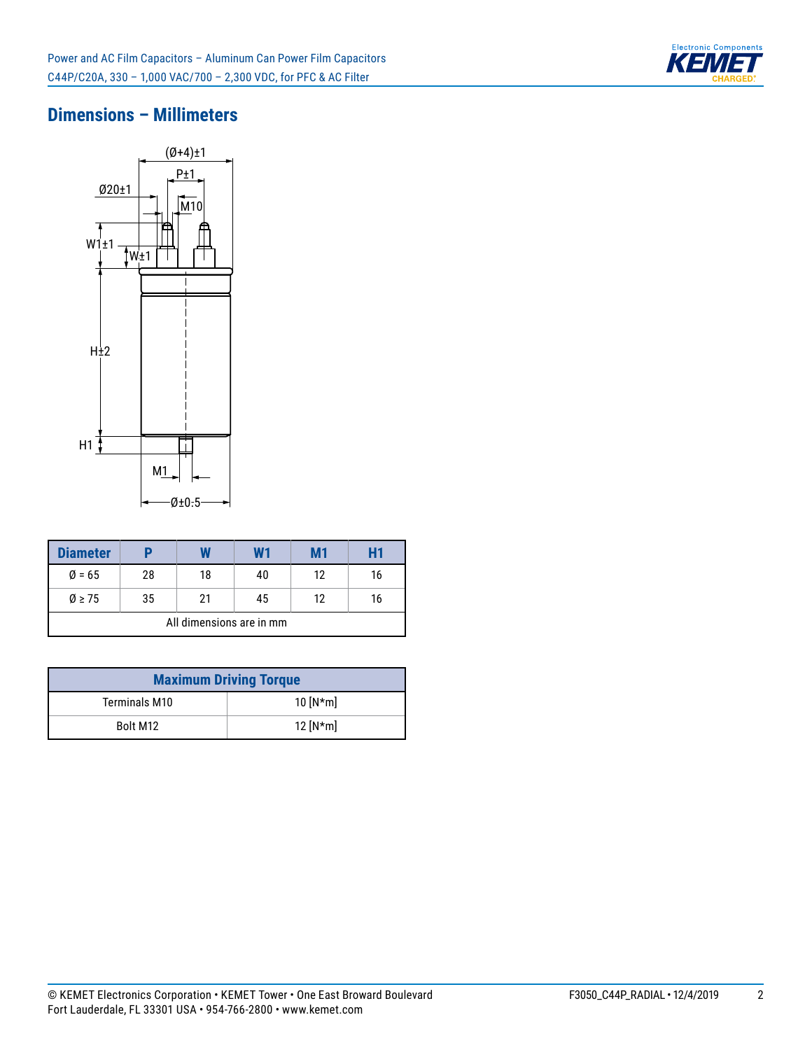## Dimensions – Millimeters

| Diameter | P | W | W1 | M1 | H1 |
|---|---|---|---|---|---|
| Ø = 65 | 28 | 18 | 40 | 12 | 16 |
| Ø ≥ 75 | 35 | 21 | 45 | 12 | 16 |
| All dimensions are in mm | | | | | |

| Maximum Driving Torque | |
|---|---|
| Terminals M10 | 10 [N*m] |
| Bolt M12 | 12 [N*m] |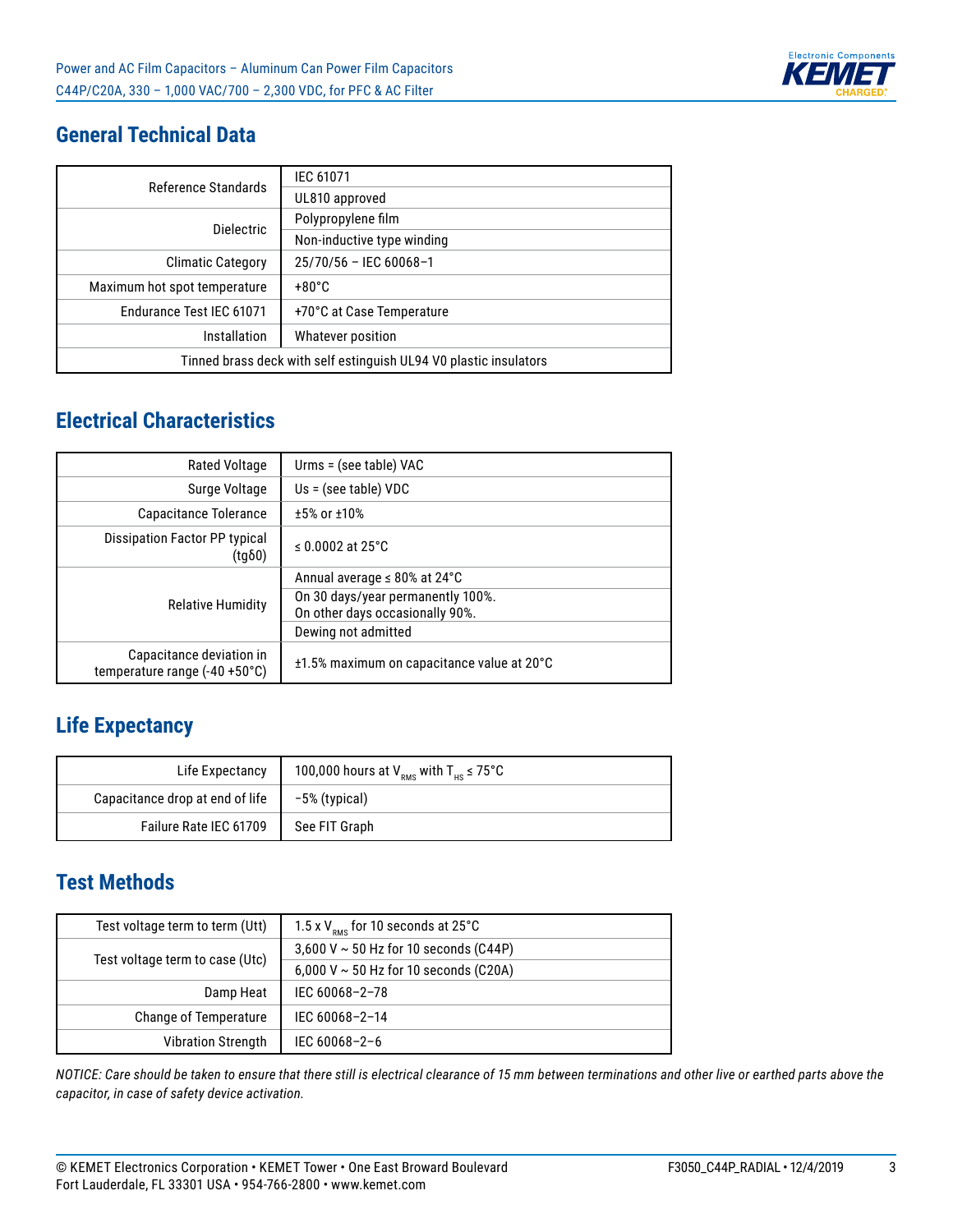## General Technical Data

| | |
|---|---|
| Reference Standards | IEC 61071 |
| | UL810 approved |
| Dielectric | Polypropylene film |
| | Non-inductive type winding |
| Climatic Category | 25/70/56 – IEC 60068–1 |
| Maximum hot spot temperature | +80°C |
| Endurance Test IEC 61071 | +70°C at Case Temperature |
| Installation | Whatever position |
| Tinned brass deck with self estinguish UL94 V0 plastic insulators | |

## Electrical Characteristics

| | |
|---|---|
| Rated Voltage | Urms = (see table) VAC |
| Surge Voltage | Us = (see table) VDC |
| Capacitance Tolerance | ±5% or ±10% |
| Dissipation Factor PP typical (tgδ0) | ≤ 0.0002 at 25°C |
| Relative Humidity | Annual average ≤ 80% at 24°C |
| | On 30 days/year permanently 100%. On other days occasionally 90%. |
| | Dewing not admitted |
| Capacitance deviation in temperature range (-40 +50°C) | ±1.5% maximum on capacitance value at 20°C |

## Life Expectancy

| | |
|---|---|
| Life Expectancy | 100,000 hours at $V_{RMS}$ with $T_{HS}$ ≤ 75°C |
| Capacitance drop at end of life | –5% (typical) |
| Failure Rate IEC 61709 | See FIT Graph |

## Test Methods

| | |
|---|---|
| Test voltage term to term (Utt) | 1.5 x $V_{RMS}$ for 10 seconds at 25°C |
| Test voltage term to case (Utc) | 3,600 V ~ 50 Hz for 10 seconds (C44P) |
| | 6,000 V ~ 50 Hz for 10 seconds (C20A) |
| Damp Heat | IEC 60068–2–78 |
| Change of Temperature | IEC 60068–2–14 |
| Vibration Strength | IEC 60068–2–6 |

*NOTICE: Care should be taken to ensure that there still is electrical clearance of 15 mm between terminations and other live or earthed parts above the capacitor, in case of safety device activation.*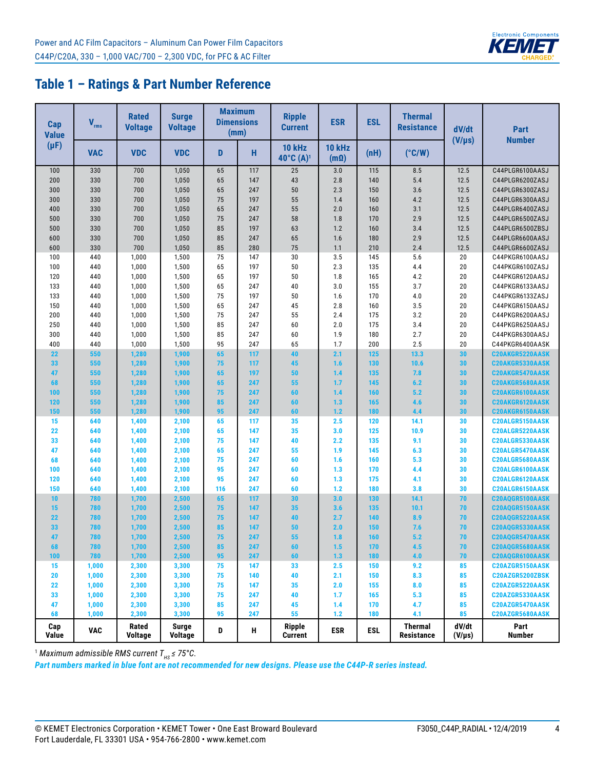## Table 1 – Ratings & Part Number Reference

| Cap Value (µF) | $V_{rms}$ | Rated Voltage | Surge Voltage | Maximum Dimensions (mm) | | Ripple Current | ESR | ESL | Thermal Resistance | dV/dt (V/µs) | Part Number |
|---|---|---|---|---|---|---|---|---|---|---|---|
| | VAC | VDC | VDC | D | H | 10 kHz 40°C (A)[1] | 10 kHz (mΩ) | (nH) | (°C/W) | | |
| 100 | 330 | 700 | 1,050 | 65 | 117 | 25 | 3.0 | 115 | 8.5 | 12.5 | C44PLGR6100AASJ |
| 200 | 330 | 700 | 1,050 | 65 | 147 | 43 | 2.8 | 140 | 5.4 | 12.5 | C44PLGR6200ZASJ |
| 300 | 330 | 700 | 1,050 | 65 | 247 | 50 | 2.3 | 150 | 3.6 | 12.5 | C44PLGR6300ZASJ |
| 300 | 330 | 700 | 1,050 | 75 | 197 | 55 | 1.4 | 160 | 4.2 | 12.5 | C44PLGR6300AASJ |
| 400 | 330 | 700 | 1,050 | 65 | 247 | 55 | 2.0 | 160 | 3.1 | 12.5 | C44PLGR6400ZASJ |
| 500 | 330 | 700 | 1,050 | 75 | 247 | 58 | 1.8 | 170 | 2.9 | 12.5 | C44PLGR6500ZASJ |
| 500 | 330 | 700 | 1,050 | 85 | 197 | 63 | 1.2 | 160 | 3.4 | 12.5 | C44PLGR6500ZBSJ |
| 600 | 330 | 700 | 1,050 | 85 | 247 | 65 | 1.6 | 180 | 2.9 | 12.5 | C44PLGR6600AASJ |
| 600 | 330 | 700 | 1,050 | 85 | 280 | 75 | 1.1 | 210 | 2.4 | 12.5 | C44PLGR6600ZASJ |
| 100 | 440 | 1,000 | 1,500 | 75 | 147 | 30 | 3.5 | 145 | 5.6 | 20 | C44PKGR6100AASJ |
| 100 | 440 | 1,000 | 1,500 | 65 | 197 | 50 | 2.3 | 135 | 4.4 | 20 | C44PKGR6100ZASJ |
| 120 | 440 | 1,000 | 1,500 | 65 | 197 | 50 | 1.8 | 165 | 4.2 | 20 | C44PKGR6120AASJ |
| 133 | 440 | 1,000 | 1,500 | 65 | 247 | 40 | 3.0 | 155 | 3.7 | 20 | C44PKGR6133AASJ |
| 133 | 440 | 1,000 | 1,500 | 75 | 197 | 50 | 1.6 | 170 | 4.0 | 20 | C44PKGR6133ZASJ |
| 150 | 440 | 1,000 | 1,500 | 65 | 247 | 45 | 2.8 | 160 | 3.5 | 20 | C44PKGR6150AASJ |
| 200 | 440 | 1,000 | 1,500 | 75 | 247 | 55 | 2.4 | 175 | 3.2 | 20 | C44PKGR6200AASJ |
| 250 | 440 | 1,000 | 1,500 | 85 | 247 | 60 | 2.0 | 175 | 3.4 | 20 | C44PKGR6250AASJ |
| 300 | 440 | 1,000 | 1,500 | 85 | 247 | 60 | 1.9 | 180 | 2.7 | 20 | C44PKGR6300AASJ |
| 400 | 440 | 1,000 | 1,500 | 95 | 247 | 65 | 1.7 | 200 | 2.5 | 20 | C44PKGR6400AASK |
| 22 | 550 | 1,280 | 1,900 | 65 | 117 | 40 | 2.1 | 125 | 13.3 | 30 | C20AKGR5220AASK |
| 33 | 550 | 1,280 | 1,900 | 75 | 117 | 45 | 1.6 | 130 | 10.6 | 30 | C20AKGR5330AASK |
| 47 | 550 | 1,280 | 1,900 | 65 | 197 | 50 | 1.4 | 135 | 7.8 | 30 | C20AKGR5470AASK |
| 68 | 550 | 1,280 | 1,900 | 65 | 247 | 55 | 1.7 | 145 | 6.2 | 30 | C20AKGR5680AASK |
| 100 | 550 | 1,280 | 1,900 | 75 | 247 | 60 | 1.4 | 160 | 5.2 | 30 | C20AKGR6100AASK |
| 120 | 550 | 1,280 | 1,900 | 85 | 247 | 60 | 1.3 | 165 | 4.6 | 30 | C20AKGR6120AASK |
| 150 | 550 | 1,280 | 1,900 | 95 | 247 | 60 | 1.2 | 180 | 4.4 | 30 | C20AKGR6150AASK |
| 15 | 640 | 1,400 | 2,100 | 65 | 117 | 35 | 2.5 | 120 | 14.1 | 30 | C20ALGR5150AASK |
| 22 | 640 | 1,400 | 2,100 | 65 | 147 | 35 | 3.0 | 125 | 10.9 | 30 | C20ALGR5220AASK |
| 33 | 640 | 1,400 | 2,100 | 75 | 147 | 40 | 2.2 | 135 | 9.1 | 30 | C20ALGR5330AASK |
| 47 | 640 | 1,400 | 2,100 | 65 | 247 | 55 | 1.9 | 145 | 6.3 | 30 | C20ALGR5470AASK |
| 68 | 640 | 1,400 | 2,100 | 75 | 247 | 60 | 1.6 | 160 | 5.3 | 30 | C20ALGR5680AASK |
| 100 | 640 | 1,400 | 2,100 | 95 | 247 | 60 | 1.3 | 170 | 4.4 | 30 | C20ALGR6100AASK |
| 120 | 640 | 1,400 | 2,100 | 95 | 247 | 60 | 1.3 | 175 | 4.1 | 30 | C20ALGR6120AASK |
| 150 | 640 | 1,400 | 2,100 | 116 | 247 | 60 | 1.2 | 180 | 3.8 | 30 | C20ALGR6150AASK |
| 10 | 780 | 1,700 | 2,500 | 65 | 117 | 30 | 3.0 | 130 | 14.1 | 70 | C20AQGR5100AASK |
| 15 | 780 | 1,700 | 2,500 | 75 | 147 | 35 | 3.6 | 135 | 10.1 | 70 | C20AQGR5150AASK |
| 22 | 780 | 1,700 | 2,500 | 75 | 147 | 40 | 2.7 | 140 | 8.9 | 70 | C20AQGR5220AASK |
| 33 | 780 | 1,700 | 2,500 | 85 | 147 | 50 | 2.0 | 150 | 7.6 | 70 | C20AQGR5330AASK |
| 47 | 780 | 1,700 | 2,500 | 75 | 247 | 55 | 1.8 | 160 | 5.2 | 70 | C20AQGR5470AASK |
| 68 | 780 | 1,700 | 2,500 | 85 | 247 | 60 | 1.5 | 170 | 4.5 | 70 | C20AQGR5680AASK |
| 100 | 780 | 1,700 | 2,500 | 95 | 247 | 60 | 1.3 | 180 | 4.0 | 70 | C20AQGR6100AASK |
| 15 | 1,000 | 2,300 | 3,300 | 75 | 147 | 33 | 2.5 | 150 | 9.2 | 85 | C20AZGR5150AASK |
| 20 | 1,000 | 2,300 | 3,300 | 75 | 140 | 40 | 2.1 | 150 | 8.3 | 85 | C20AZGR5200ZBSK |
| 22 | 1,000 | 2,300 | 3,300 | 75 | 147 | 35 | 2.0 | 155 | 8.0 | 85 | C20AZGR5220AASK |
| 33 | 1,000 | 2,300 | 3,300 | 75 | 247 | 40 | 1.7 | 165 | 5.3 | 85 | C20AZGR5330AASK |
| 47 | 1,000 | 2,300 | 3,300 | 85 | 247 | 45 | 1.4 | 170 | 4.7 | 85 | C20AZGR5470AASK |
| 68 | 1,000 | 2,300 | 3,300 | 95 | 247 | 55 | 1.2 | 180 | 4.1 | 85 | C20AZGR5680AASK |
| Cap Value | VAC | Rated Voltage | Surge Voltage | D | H | Ripple Current | ESR | ESL | Thermal Resistance | dV/dt (V/µs) | Part Number |

[1] *Maximum admissible RMS current $T_{HS} \leq 75°C$.*

***Part numbers marked in blue font are not recommended for new designs. Please use the C44P-R series instead.***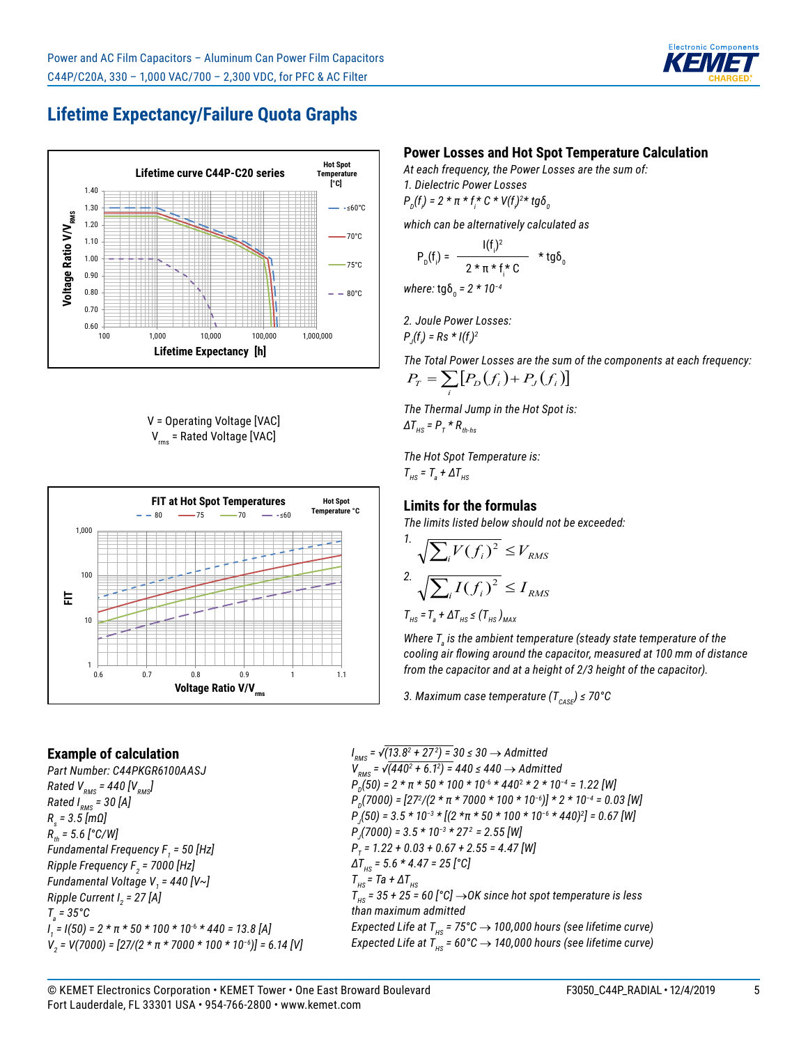## Lifetime Expectancy/Failure Quota Graphs

**Lifetime curve C44P-C20 series**

Hot Spot Temperature [°C]: ≤60°C, 70°C, 75°C, 80°C

Voltage Ratio V/V$_{RMS}$ (0.60 – 1.40) vs. Lifetime Expectancy [h] (100 – 1,000,000)

V = Operating Voltage [VAC]
V$_{rms}$ = Rated Voltage [VAC]

**FIT at Hot Spot Temperatures**

Hot Spot Temperature °C: 80, 75, 70, ≤60

FIT (1 – 1,000) vs. Voltage Ratio V/V$_{rms}$ (0.6 – 1.1)

### Power Losses and Hot Spot Temperature Calculation

*At each frequency, the Power Losses are the sum of:*

*1. Dielectric Power Losses*

$P_D(f_i) = 2 * \pi * f_i * C * V(f_i)^2 * tg\delta_0$

*which can be alternatively calculated as*

$$P_D(f_i) = \frac{I(f_i)^2}{2 * \pi * f_i * C} * tg\delta_0$$

*where:* $tg\delta_0 = 2 * 10^{-4}$

*2. Joule Power Losses:*

$P_J(f_i) = Rs * I(f_i)^2$

*The Total Power Losses are the sum of the components at each frequency:*

$$P_T = \sum_i [P_D(f_i) + P_J(f_i)]$$

*The Thermal Jump in the Hot Spot is:*

$\Delta T_{HS} = P_T * R_{th\text{-}hs}$

*The Hot Spot Temperature is:*

$T_{HS} = T_a + \Delta T_{HS}$

### Limits for the formulas

*The limits listed below should not be exceeded:*

1. $$\sqrt{\sum_i V(f_i)^2} \le V_{RMS}$$

2. $$\sqrt{\sum_i I(f_i)^2} \le I_{RMS}$$

$T_{HS} = T_a + \Delta T_{HS} \le (T_{HS})_{MAX}$

*Where $T_a$ is the ambient temperature (steady state temperature of the cooling air flowing around the capacitor, measured at 100 mm of distance from the capacitor and at a height of 2/3 height of the capacitor).*

*3. Maximum case temperature ($T_{CASE}$) ≤ 70°C*

### Example of calculation

*Part Number: C44PKGR6100AASJ*
*Rated $V_{RMS}$ = 440 [$V_{RMS}$]*
*Rated $I_{RMS}$ = 30 [A]*
*$R_s$ = 3.5 [mΩ]*
*$R_{th}$ = 5.6 [°C/W]*
*Fundamental Frequency $F_1$ = 50 [Hz]*
*Ripple Frequency $F_2$ = 7000 [Hz]*
*Fundamental Voltage $V_1$ = 440 [V~]*
*Ripple Current $I_2$ = 27 [A]*
*$T_a$ = 35°C*
*$I_1 = I(50) = 2 * \pi * 50 * 100 * 10^{-6} * 440 = 13.8$ [A]*
*$V_2 = V(7000) = [27/(2 * \pi * 7000 * 100 * 10^{-6})] = 6.14$ [V]*

*$I_{RMS} = \sqrt{13.8^2 + 27^2} = 30 \le 30 \rightarrow$ Admitted*
*$V_{RMS} = \sqrt{440^2 + 6.1^2} = 440 \le 440 \rightarrow$ Admitted*
*$P_D(50) = 2 * \pi * 50 * 100 * 10^{-6} * 440^2 * 2 * 10^{-4} = 1.22$ [W]*
*$P_D(7000) = [27^2/(2 * \pi * 7000 * 100 * 10^{-6})] * 2 * 10^{-4} = 0.03$ [W]*
*$P_J(50) = 3.5 * 10^{-3} * [(2 * \pi * 50 * 100 * 10^{-6} * 440)^2] = 0.67$ [W]*
*$P_J(7000) = 3.5 * 10^{-3} * 27^2 = 2.55$ [W]*
*$P_T = 1.22 + 0.03 + 0.67 + 2.55 = 4.47$ [W]*
*$\Delta T_{HS} = 5.6 * 4.47 = 25$ [°C]*
*$T_{HS} = Ta + \Delta T_{HS}$*
*$T_{HS} = 35 + 25 = 60$ [°C] → OK since hot spot temperature is less than maximum admitted*
*Expected Life at $T_{HS}$ = 75°C → 100,000 hours (see lifetime curve)*
*Expected Life at $T_{HS}$ = 60°C → 140,000 hours (see lifetime curve)*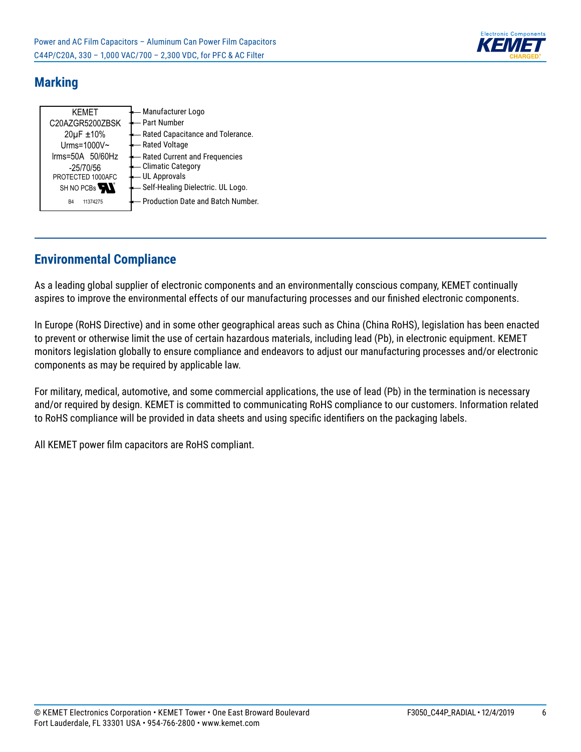## Marking

| Marking | Description |
|---|---|
| KEMET | Manufacturer Logo |
| C20AZGR5200ZBSK | Part Number |
| 20µF ±10% | Rated Capacitance and Tolerance. |
| Urms=1000V~ | Rated Voltage |
| Irms=50A 50/60Hz | Rated Current and Frequencies |
| -25/70/56 | Climatic Category |
| PROTECTED 1000AFC | UL Approvals |
| SH NO PCBs (UL logo) | Self-Healing Dielectric. UL Logo. |
| B4 11374275 | Production Date and Batch Number. |

## Environmental Compliance

As a leading global supplier of electronic components and an environmentally conscious company, KEMET continually aspires to improve the environmental effects of our manufacturing processes and our finished electronic components.

In Europe (RoHS Directive) and in some other geographical areas such as China (China RoHS), legislation has been enacted to prevent or otherwise limit the use of certain hazardous materials, including lead (Pb), in electronic equipment. KEMET monitors legislation globally to ensure compliance and endeavors to adjust our manufacturing processes and/or electronic components as may be required by applicable law.

For military, medical, automotive, and some commercial applications, the use of lead (Pb) in the termination is necessary and/or required by design. KEMET is committed to communicating RoHS compliance to our customers. Information related to RoHS compliance will be provided in data sheets and using specific identifiers on the packaging labels.

All KEMET power film capacitors are RoHS compliant.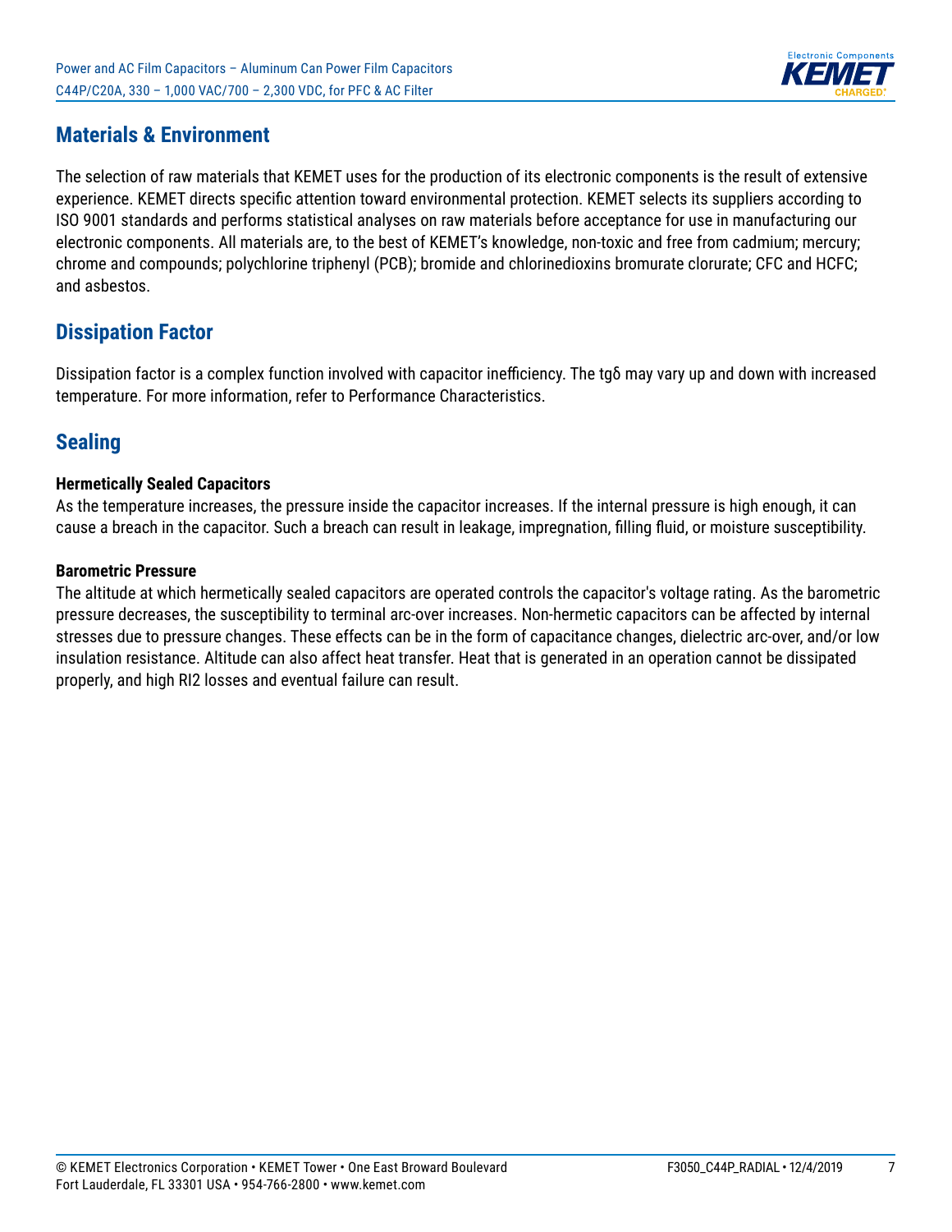## Materials & Environment

The selection of raw materials that KEMET uses for the production of its electronic components is the result of extensive experience. KEMET directs specific attention toward environmental protection. KEMET selects its suppliers according to ISO 9001 standards and performs statistical analyses on raw materials before acceptance for use in manufacturing our electronic components. All materials are, to the best of KEMET's knowledge, non-toxic and free from cadmium; mercury; chrome and compounds; polychlorine triphenyl (PCB); bromide and chlorinedioxins bromurate clorurate; CFC and HCFC; and asbestos.

## Dissipation Factor

Dissipation factor is a complex function involved with capacitor inefficiency. The tgδ may vary up and down with increased temperature. For more information, refer to Performance Characteristics.

## Sealing

**Hermetically Sealed Capacitors**

As the temperature increases, the pressure inside the capacitor increases. If the internal pressure is high enough, it can cause a breach in the capacitor. Such a breach can result in leakage, impregnation, filling fluid, or moisture susceptibility.

**Barometric Pressure**

The altitude at which hermetically sealed capacitors are operated controls the capacitor's voltage rating. As the barometric pressure decreases, the susceptibility to terminal arc-over increases. Non-hermetic capacitors can be affected by internal stresses due to pressure changes. These effects can be in the form of capacitance changes, dielectric arc-over, and/or low insulation resistance. Altitude can also affect heat transfer. Heat that is generated in an operation cannot be dissipated properly, and high RI2 losses and eventual failure can result.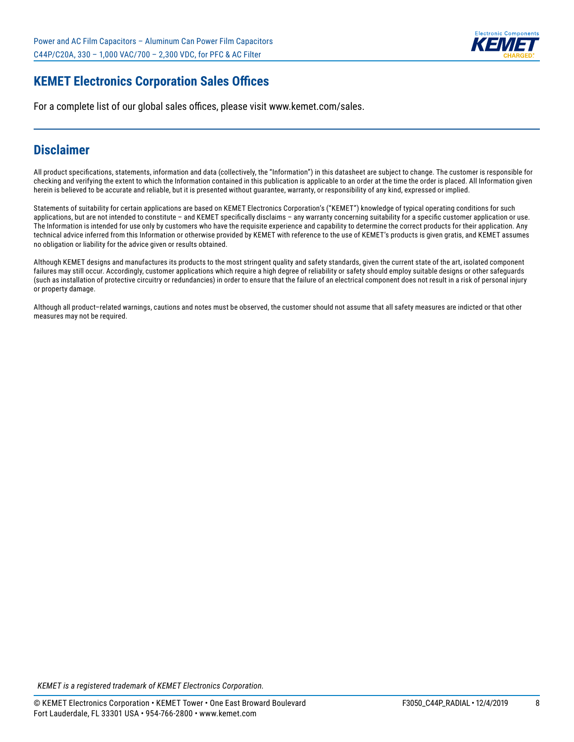## KEMET Electronics Corporation Sales Offices

For a complete list of our global sales offices, please visit www.kemet.com/sales.

## Disclaimer

All product specifications, statements, information and data (collectively, the "Information") in this datasheet are subject to change. The customer is responsible for checking and verifying the extent to which the Information contained in this publication is applicable to an order at the time the order is placed. All Information given herein is believed to be accurate and reliable, but it is presented without guarantee, warranty, or responsibility of any kind, expressed or implied.

Statements of suitability for certain applications are based on KEMET Electronics Corporation's ("KEMET") knowledge of typical operating conditions for such applications, but are not intended to constitute – and KEMET specifically disclaims – any warranty concerning suitability for a specific customer application or use. The Information is intended for use only by customers who have the requisite experience and capability to determine the correct products for their application. Any technical advice inferred from this Information or otherwise provided by KEMET with reference to the use of KEMET's products is given gratis, and KEMET assumes no obligation or liability for the advice given or results obtained.

Although KEMET designs and manufactures its products to the most stringent quality and safety standards, given the current state of the art, isolated component failures may still occur. Accordingly, customer applications which require a high degree of reliability or safety should employ suitable designs or other safeguards (such as installation of protective circuitry or redundancies) in order to ensure that the failure of an electrical component does not result in a risk of personal injury or property damage.

Although all product–related warnings, cautions and notes must be observed, the customer should not assume that all safety measures are indicted or that other measures may not be required.

*KEMET is a registered trademark of KEMET Electronics Corporation.*

© KEMET Electronics Corporation • KEMET Tower • One East Broward Boulevard
Fort Lauderdale, FL 33301 USA • 954-766-2800 • www.kemet.com